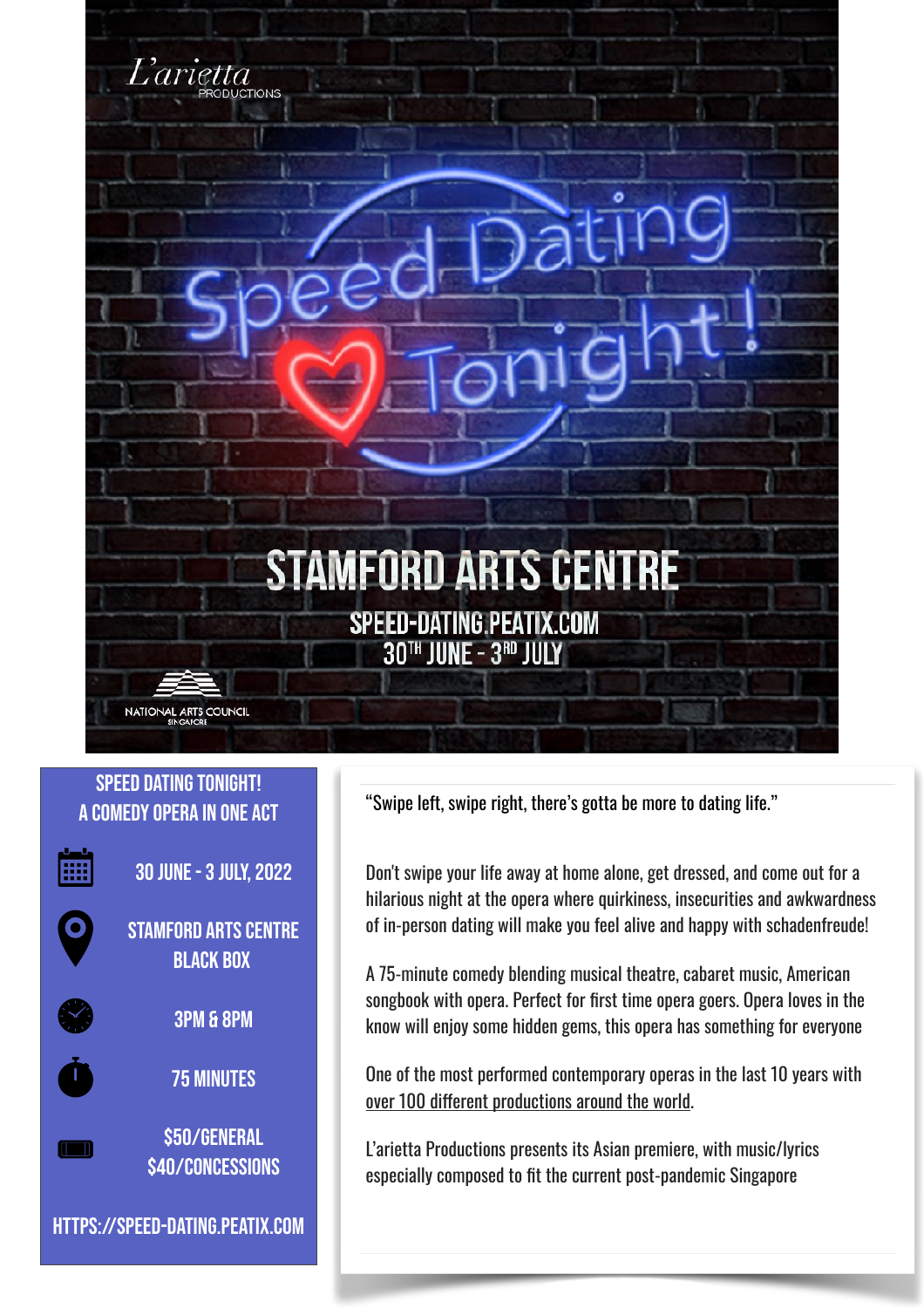L'arietta PRODUCTIONS

# Speed Dating Tonight!

## STAMFORD ARTS CENTRE

SPEED-DATING.PEATIX.COM

30TH JUNE - 3RD JULY

NATIONAL ARTS COUNCIL SINGAPORE

### SPEED DATING TONIGHT!
### A COMEDY OPERA IN ONE ACT

30 JUNE - 3 JULY, 2022

STAMFORD ARTS CENTRE BLACK BOX

3PM & 8PM

75 MINUTES

$50/GENERAL
$40/CONCESSIONS

HTTPS://SPEED-DATING.PEATIX.COM

"Swipe left, swipe right, there's gotta be more to dating life."

Don't swipe your life away at home alone, get dressed, and come out for a hilarious night at the opera where quirkiness, insecurities and awkwardness of in-person dating will make you feel alive and happy with schadenfreude!

A 75-minute comedy blending musical theatre, cabaret music, American songbook with opera. Perfect for first time opera goers. Opera loves in the know will enjoy some hidden gems, this opera has something for everyone

One of the most performed contemporary operas in the last 10 years with over 100 different productions around the world.

L'arietta Productions presents its Asian premiere, with music/lyrics especially composed to fit the current post-pandemic Singapore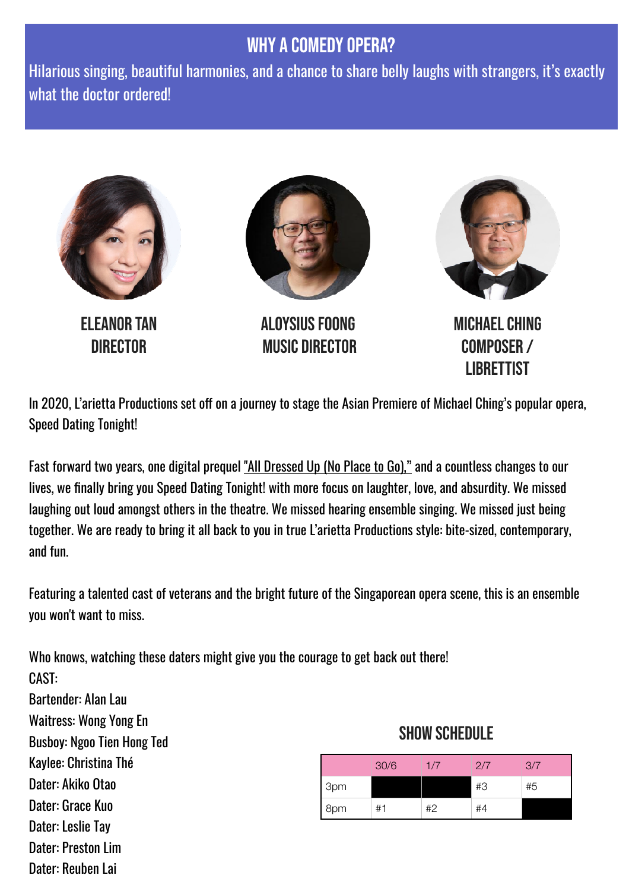## WHY A COMEDY OPERA?

Hilarious singing, beautiful harmonies, and a chance to share belly laughs with strangers, it's exactly what the doctor ordered!

**ELEANOR TAN**
**DIRECTOR**

**ALOYSIUS FOONG**
**MUSIC DIRECTOR**

**MICHAEL CHING**
**COMPOSER / LIBRETTIST**

In 2020, L'arietta Productions set off on a journey to stage the Asian Premiere of Michael Ching's popular opera, Speed Dating Tonight!

Fast forward two years, one digital prequel "All Dressed Up (No Place to Go)," and a countless changes to our lives, we finally bring you Speed Dating Tonight! with more focus on laughter, love, and absurdity. We missed laughing out loud amongst others in the theatre. We missed hearing ensemble singing. We missed just being together. We are ready to bring it all back to you in true L'arietta Productions style: bite-sized, contemporary, and fun.

Featuring a talented cast of veterans and the bright future of the Singaporean opera scene, this is an ensemble you won't want to miss.

Who knows, watching these daters might give you the courage to get back out there!

CAST:
Bartender: Alan Lau
Waitress: Wong Yong En
Busboy: Ngoo Tien Hong Ted
Kaylee: Christina Thé
Dater: Akiko Otao
Dater: Grace Kuo
Dater: Leslie Tay
Dater: Preston Lim
Dater: Reuben Lai

## SHOW SCHEDULE

| | 30/6 | 1/7 | 2/7 | 3/7 |
|---|---|---|---|---|
| 3pm | | | #3 | #5 |
| 8pm | #1 | #2 | #4 | |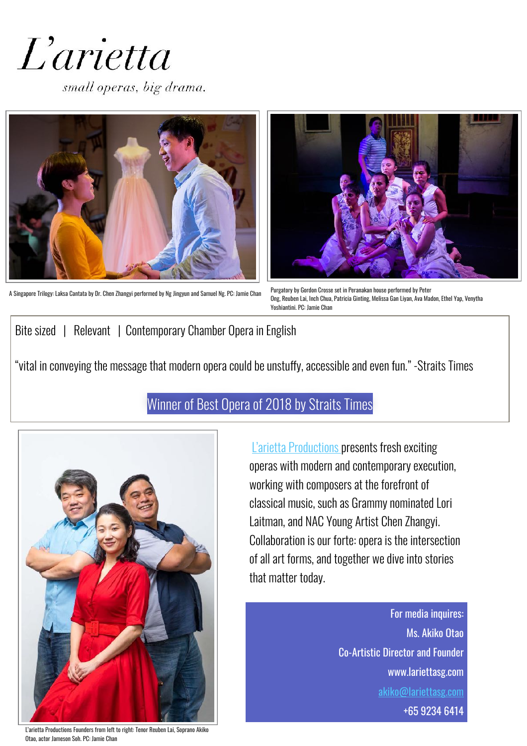# L'arietta

*small operas, big drama.*

A Singapore Trilogy: Laksa Cantata by Dr. Chen Zhangyi performed by Ng Jingyun and Samuel Ng. PC: Jamie Chan

Purgatory by Gordon Crosse set in Peranakan house performed by Peter Ong, Reuben Lai, Inch Chua, Patricia Ginting, Melissa Gan Liyan, Ava Madon, Ethel Yap, Venytha Yoshiantini. PC: Jamie Chan

Bite sized | Relevant | Contemporary Chamber Opera in English

"vital in conveying the message that modern opera could be unstuffy, accessible and even fun." -Straits Times

Winner of Best Opera of 2018 by Straits Times

L'arietta Productions Founders from left to right: Tenor Reuben Lai, Soprano Akiko Otao, actor Jameson Soh. PC: Jamie Chan

L'arietta Productions presents fresh exciting operas with modern and contemporary execution, working with composers at the forefront of classical music, such as Grammy nominated Lori Laitman, and NAC Young Artist Chen Zhangyi. Collaboration is our forte: opera is the intersection of all art forms, and together we dive into stories that matter today.

For media inquires:
Ms. Akiko Otao
Co-Artistic Director and Founder
www.lariettasg.com
akiko@lariettasg.com
+65 9234 6414